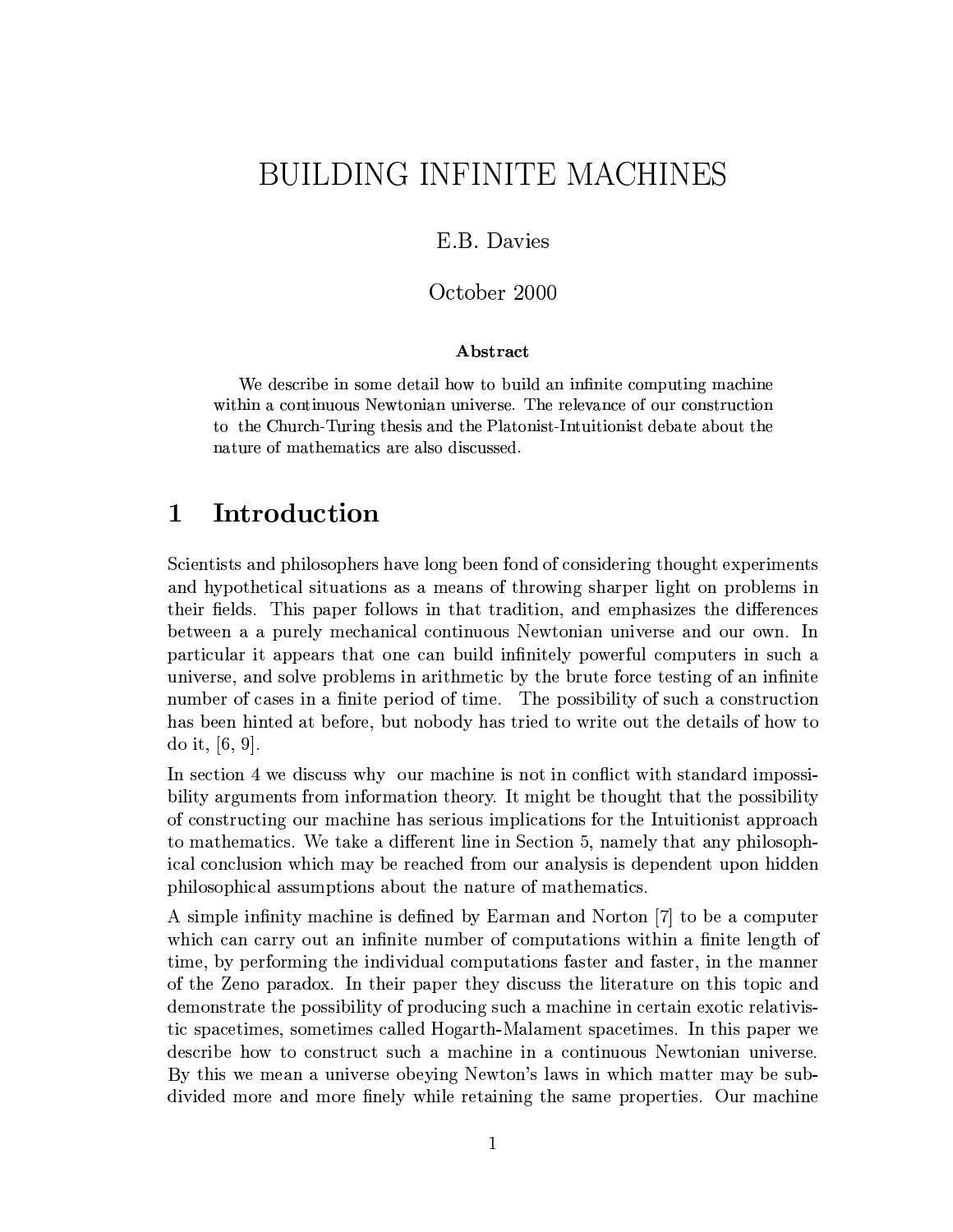# BUILDING INFINITE MACHINES

E.B. Davies

October 2000

**Abstract**

We describe in some detail how to build an infinite computing machine within a continuous Newtonian universe. The relevance of our construction to the Church-Turing thesis and the Platonist-Intuitionist debate about the nature of mathematics are also discussed.

## 1 Introduction

Scientists and philosophers have long been fond of considering thought experiments and hypothetical situations as a means of throwing sharper light on problems in their fields. This paper follows in that tradition, and emphasizes the differences between a a purely mechanical continuous Newtonian universe and our own. In particular it appears that one can build infinitely powerful computers in such a universe, and solve problems in arithmetic by the brute force testing of an infinite number of cases in a finite period of time. The possibility of such a construction has been hinted at before, but nobody has tried to write out the details of how to do it, [6, 9].

In section 4 we discuss why our machine is not in conflict with standard impossibility arguments from information theory. It might be thought that the possibility of constructing our machine has serious implications for the Intuitionist approach to mathematics. We take a different line in Section 5, namely that any philosophical conclusion which may be reached from our analysis is dependent upon hidden philosophical assumptions about the nature of mathematics.

A simple infinity machine is defined by Earman and Norton [7] to be a computer which can carry out an infinite number of computations within a finite length of time, by performing the individual computations faster and faster, in the manner of the Zeno paradox. In their paper they discuss the literature on this topic and demonstrate the possibility of producing such a machine in certain exotic relativistic spacetimes, sometimes called Hogarth-Malament spacetimes. In this paper we describe how to construct such a machine in a continuous Newtonian universe. By this we mean a universe obeying Newton's laws in which matter may be subdivided more and more finely while retaining the same properties. Our machine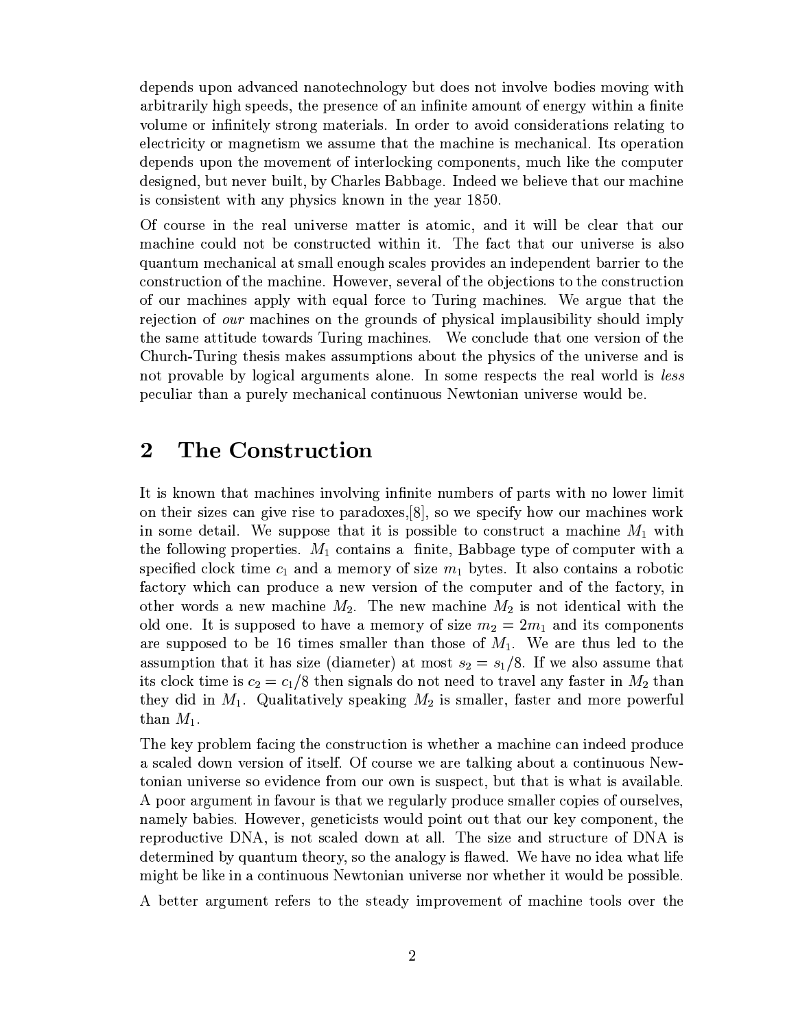depends upon advanced nanotechnology but does not involve bodies moving with arbitrarily high speeds, the presence of an infinite amount of energy within a finite volume or infinitely strong materials. In order to avoid considerations relating to electricity or magnetism we assume that the machine is mechanical. Its operation depends upon the movement of interlocking components, much like the computer designed, but never built, by Charles Babbage. Indeed we believe that our machine is consistent with any physics known in the year 1850.

Of course in the real universe matter is atomic, and it will be clear that our machine could not be constructed within it. The fact that our universe is also quantum mechanical at small enough scales provides an independent barrier to the construction of the machine. However, several of the objections to the construction of our machines apply with equal force to Turing machines. We argue that the rejection of *our* machines on the grounds of physical implausibility should imply the same attitude towards Turing machines. We conclude that one version of the Church-Turing thesis makes assumptions about the physics of the universe and is not provable by logical arguments alone. In some respects the real world is *less* peculiar than a purely mechanical continuous Newtonian universe would be.

## 2 The Construction

It is known that machines involving infinite numbers of parts with no lower limit on their sizes can give rise to paradoxes,[8], so we specify how our machines work in some detail. We suppose that it is possible to construct a machine $M_1$ with the following properties. $M_1$ contains a finite, Babbage type of computer with a specified clock time $c_1$ and a memory of size $m_1$ bytes. It also contains a robotic factory which can produce a new version of the computer and of the factory, in other words a new machine $M_2$. The new machine $M_2$ is not identical with the old one. It is supposed to have a memory of size $m_2 = 2m_1$ and its components are supposed to be 16 times smaller than those of $M_1$. We are thus led to the assumption that it has size (diameter) at most $s_2 = s_1/8$. If we also assume that its clock time is $c_2 = c_1/8$ then signals do not need to travel any faster in $M_2$ than they did in $M_1$. Qualitatively speaking $M_2$ is smaller, faster and more powerful than $M_1$.

The key problem facing the construction is whether a machine can indeed produce a scaled down version of itself. Of course we are talking about a continuous Newtonian universe so evidence from our own is suspect, but that is what is available. A poor argument in favour is that we regularly produce smaller copies of ourselves, namely babies. However, geneticists would point out that our key component, the reproductive DNA, is not scaled down at all. The size and structure of DNA is determined by quantum theory, so the analogy is flawed. We have no idea what life might be like in a continuous Newtonian universe nor whether it would be possible.

A better argument refers to the steady improvement of machine tools over the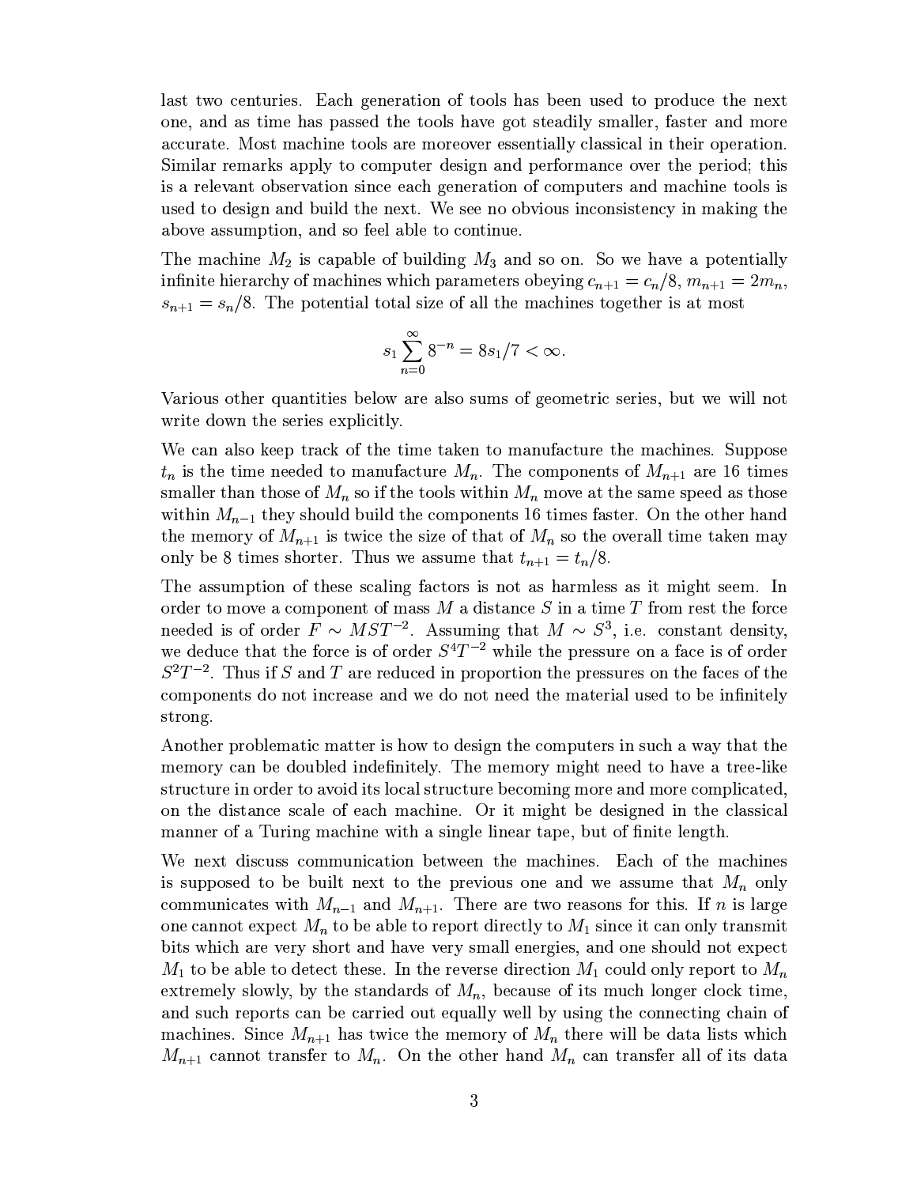last two centuries. Each generation of tools has been used to produce the next one, and as time has passed the tools have got steadily smaller, faster and more accurate. Most machine tools are moreover essentially classical in their operation. Similar remarks apply to computer design and performance over the period; this is a relevant observation since each generation of computers and machine tools is used to design and build the next. We see no obvious inconsistency in making the above assumption, and so feel able to continue.

The machine $M_2$ is capable of building $M_3$ and so on. So we have a potentially infinite hierarchy of machines which parameters obeying $c_{n+1} = c_n/8$, $m_{n+1} = 2m_n$, $s_{n+1} = s_n/8$. The potential total size of all the machines together is at most

$$s_1 \sum_{n=0}^{\infty} 8^{-n} = 8s_1/7 < \infty.$$

Various other quantities below are also sums of geometric series, but we will not write down the series explicitly.

We can also keep track of the time taken to manufacture the machines. Suppose $t_n$ is the time needed to manufacture $M_n$. The components of $M_{n+1}$ are 16 times smaller than those of $M_n$ so if the tools within $M_n$ move at the same speed as those within $M_{n-1}$ they should build the components 16 times faster. On the other hand the memory of $M_{n+1}$ is twice the size of that of $M_n$ so the overall time taken may only be 8 times shorter. Thus we assume that $t_{n+1} = t_n/8$.

The assumption of these scaling factors is not as harmless as it might seem. In order to move a component of mass $M$ a distance $S$ in a time $T$ from rest the force needed is of order $F \sim MST^{-2}$. Assuming that $M \sim S^3$, i.e. constant density, we deduce that the force is of order $S^4T^{-2}$ while the pressure on a face is of order $S^2T^{-2}$. Thus if $S$ and $T$ are reduced in proportion the pressures on the faces of the components do not increase and we do not need the material used to be infinitely strong.

Another problematic matter is how to design the computers in such a way that the memory can be doubled indefinitely. The memory might need to have a tree-like structure in order to avoid its local structure becoming more and more complicated, on the distance scale of each machine. Or it might be designed in the classical manner of a Turing machine with a single linear tape, but of finite length.

We next discuss communication between the machines. Each of the machines is supposed to be built next to the previous one and we assume that $M_n$ only communicates with $M_{n-1}$ and $M_{n+1}$. There are two reasons for this. If $n$ is large one cannot expect $M_n$ to be able to report directly to $M_1$ since it can only transmit bits which are very short and have very small energies, and one should not expect $M_1$ to be able to detect these. In the reverse direction $M_1$ could only report to $M_n$ extremely slowly, by the standards of $M_n$, because of its much longer clock time, and such reports can be carried out equally well by using the connecting chain of machines. Since $M_{n+1}$ has twice the memory of $M_n$ there will be data lists which $M_{n+1}$ cannot transfer to $M_n$. On the other hand $M_n$ can transfer all of its data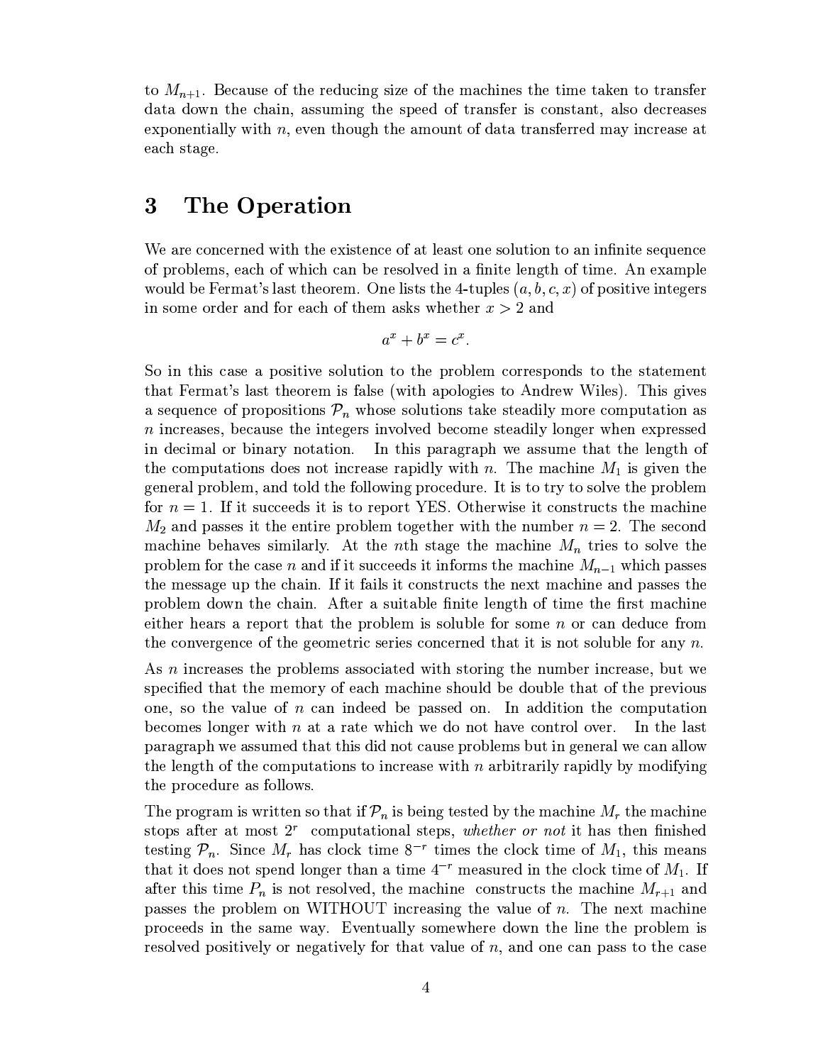to $M_{n+1}$. Because of the reducing size of the machines the time taken to transfer data down the chain, assuming the speed of transfer is constant, also decreases exponentially with $n$, even though the amount of data transferred may increase at each stage.

## 3 The Operation

We are concerned with the existence of at least one solution to an infinite sequence of problems, each of which can be resolved in a finite length of time. An example would be Fermat's last theorem. One lists the 4-tuples $(a, b, c, x)$ of positive integers in some order and for each of them asks whether $x > 2$ and

$$a^x + b^x = c^x.$$

So in this case a positive solution to the problem corresponds to the statement that Fermat's last theorem is false (with apologies to Andrew Wiles). This gives a sequence of propositions $\mathcal{P}_n$ whose solutions take steadily more computation as $n$ increases, because the integers involved become steadily longer when expressed in decimal or binary notation. In this paragraph we assume that the length of the computations does not increase rapidly with $n$. The machine $M_1$ is given the general problem, and told the following procedure. It is to try to solve the problem for $n = 1$. If it succeeds it is to report YES. Otherwise it constructs the machine $M_2$ and passes it the entire problem together with the number $n = 2$. The second machine behaves similarly. At the $n$th stage the machine $M_n$ tries to solve the problem for the case $n$ and if it succeeds it informs the machine $M_{n-1}$ which passes the message up the chain. If it fails it constructs the next machine and passes the problem down the chain. After a suitable finite length of time the first machine either hears a report that the problem is soluble for some $n$ or can deduce from the convergence of the geometric series concerned that it is not soluble for any $n$.

As $n$ increases the problems associated with storing the number increase, but we specified that the memory of each machine should be double that of the previous one, so the value of $n$ can indeed be passed on. In addition the computation becomes longer with $n$ at a rate which we do not have control over. In the last paragraph we assumed that this did not cause problems but in general we can allow the length of the computations to increase with $n$ arbitrarily rapidly by modifying the procedure as follows.

The program is written so that if $\mathcal{P}_n$ is being tested by the machine $M_r$ the machine stops after at most $2^r$ computational steps, *whether or not* it has then finished testing $\mathcal{P}_n$. Since $M_r$ has clock time $8^{-r}$ times the clock time of $M_1$, this means that it does not spend longer than a time $4^{-r}$ measured in the clock time of $M_1$. If after this time $P_n$ is not resolved, the machine constructs the machine $M_{r+1}$ and passes the problem on WITHOUT increasing the value of $n$. The next machine proceeds in the same way. Eventually somewhere down the line the problem is resolved positively or negatively for that value of $n$, and one can pass to the case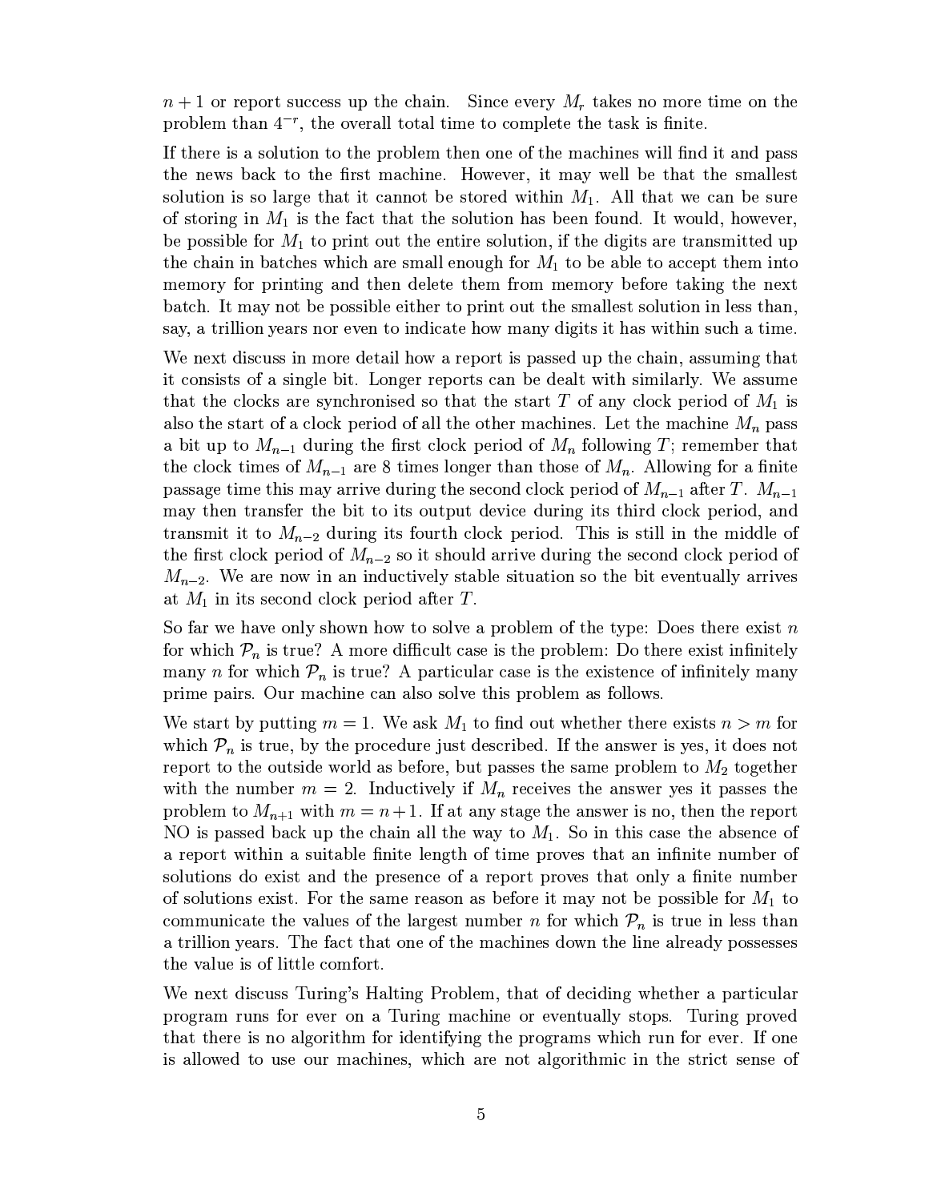$n+1$ or report success up the chain. Since every $M_r$ takes no more time on the problem than $4^{-r}$, the overall total time to complete the task is finite.

If there is a solution to the problem then one of the machines will find it and pass the news back to the first machine. However, it may well be that the smallest solution is so large that it cannot be stored within $M_1$. All that we can be sure of storing in $M_1$ is the fact that the solution has been found. It would, however, be possible for $M_1$ to print out the entire solution, if the digits are transmitted up the chain in batches which are small enough for $M_1$ to be able to accept them into memory for printing and then delete them from memory before taking the next batch. It may not be possible either to print out the smallest solution in less than, say, a trillion years nor even to indicate how many digits it has within such a time.

We next discuss in more detail how a report is passed up the chain, assuming that it consists of a single bit. Longer reports can be dealt with similarly. We assume that the clocks are synchronised so that the start $T$ of any clock period of $M_1$ is also the start of a clock period of all the other machines. Let the machine $M_n$ pass a bit up to $M_{n-1}$ during the first clock period of $M_n$ following $T$; remember that the clock times of $M_{n-1}$ are 8 times longer than those of $M_n$. Allowing for a finite passage time this may arrive during the second clock period of $M_{n-1}$ after $T$. $M_{n-1}$ may then transfer the bit to its output device during its third clock period, and transmit it to $M_{n-2}$ during its fourth clock period. This is still in the middle of the first clock period of $M_{n-2}$ so it should arrive during the second clock period of $M_{n-2}$. We are now in an inductively stable situation so the bit eventually arrives at $M_1$ in its second clock period after $T$.

So far we have only shown how to solve a problem of the type: Does there exist $n$ for which $\mathcal{P}_n$ is true? A more difficult case is the problem: Do there exist infinitely many $n$ for which $\mathcal{P}_n$ is true? A particular case is the existence of infinitely many prime pairs. Our machine can also solve this problem as follows.

We start by putting $m = 1$. We ask $M_1$ to find out whether there exists $n > m$ for which $\mathcal{P}_n$ is true, by the procedure just described. If the answer is yes, it does not report to the outside world as before, but passes the same problem to $M_2$ together with the number $m = 2$. Inductively if $M_n$ receives the answer yes it passes the problem to $M_{n+1}$ with $m = n+1$. If at any stage the answer is no, then the report NO is passed back up the chain all the way to $M_1$. So in this case the absence of a report within a suitable finite length of time proves that an infinite number of solutions do exist and the presence of a report proves that only a finite number of solutions exist. For the same reason as before it may not be possible for $M_1$ to communicate the values of the largest number $n$ for which $\mathcal{P}_n$ is true in less than a trillion years. The fact that one of the machines down the line already possesses the value is of little comfort.

We next discuss Turing's Halting Problem, that of deciding whether a particular program runs for ever on a Turing machine or eventually stops. Turing proved that there is no algorithm for identifying the programs which run for ever. If one is allowed to use our machines, which are not algorithmic in the strict sense of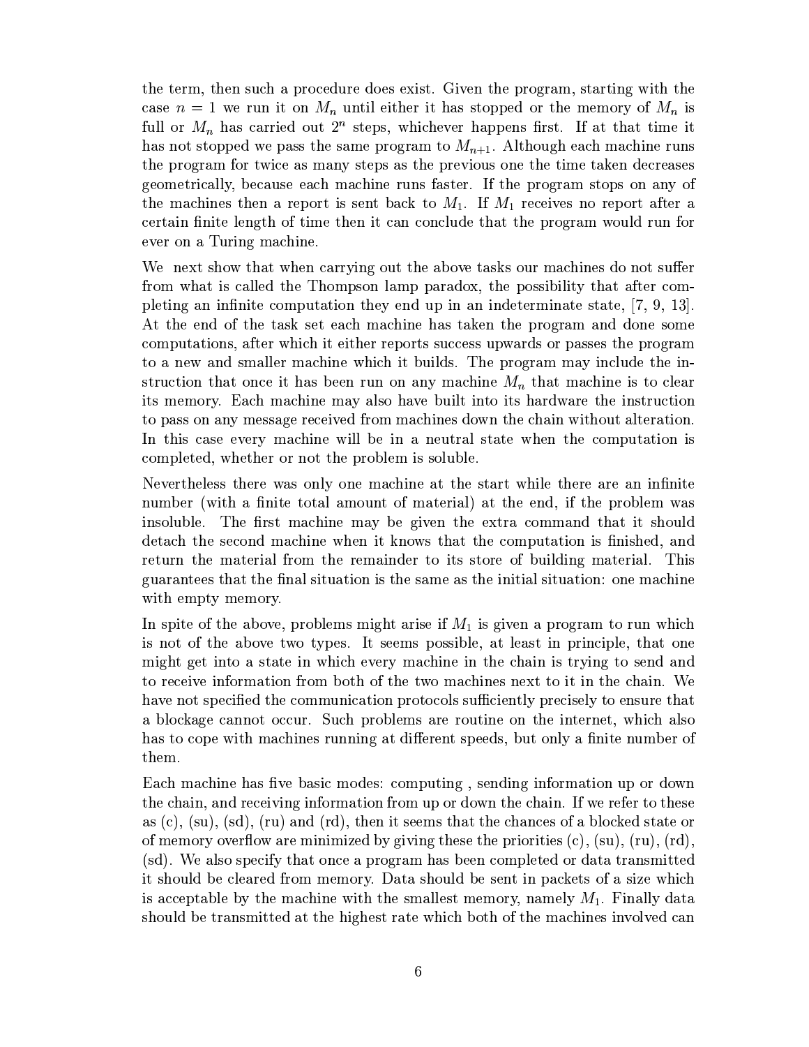the term, then such a procedure does exist. Given the program, starting with the case $n = 1$ we run it on $M_n$ until either it has stopped or the memory of $M_n$ is full or $M_n$ has carried out $2^n$ steps, whichever happens first. If at that time it has not stopped we pass the same program to $M_{n+1}$. Although each machine runs the program for twice as many steps as the previous one the time taken decreases geometrically, because each machine runs faster. If the program stops on any of the machines then a report is sent back to $M_1$. If $M_1$ receives no report after a certain finite length of time then it can conclude that the program would run for ever on a Turing machine.

We next show that when carrying out the above tasks our machines do not suffer from what is called the Thompson lamp paradox, the possibility that after completing an infinite computation they end up in an indeterminate state, [7, 9, 13]. At the end of the task set each machine has taken the program and done some computations, after which it either reports success upwards or passes the program to a new and smaller machine which it builds. The program may include the instruction that once it has been run on any machine $M_n$ that machine is to clear its memory. Each machine may also have built into its hardware the instruction to pass on any message received from machines down the chain without alteration. In this case every machine will be in a neutral state when the computation is completed, whether or not the problem is soluble.

Nevertheless there was only one machine at the start while there are an infinite number (with a finite total amount of material) at the end, if the problem was insoluble. The first machine may be given the extra command that it should detach the second machine when it knows that the computation is finished, and return the material from the remainder to its store of building material. This guarantees that the final situation is the same as the initial situation: one machine with empty memory.

In spite of the above, problems might arise if $M_1$ is given a program to run which is not of the above two types. It seems possible, at least in principle, that one might get into a state in which every machine in the chain is trying to send and to receive information from both of the two machines next to it in the chain. We have not specified the communication protocols sufficiently precisely to ensure that a blockage cannot occur. Such problems are routine on the internet, which also has to cope with machines running at different speeds, but only a finite number of them.

Each machine has five basic modes: computing , sending information up or down the chain, and receiving information from up or down the chain. If we refer to these as (c), (su), (sd), (ru) and (rd), then it seems that the chances of a blocked state or of memory overflow are minimized by giving these the priorities (c), (su), (ru), (rd), (sd). We also specify that once a program has been completed or data transmitted it should be cleared from memory. Data should be sent in packets of a size which is acceptable by the machine with the smallest memory, namely $M_1$. Finally data should be transmitted at the highest rate which both of the machines involved can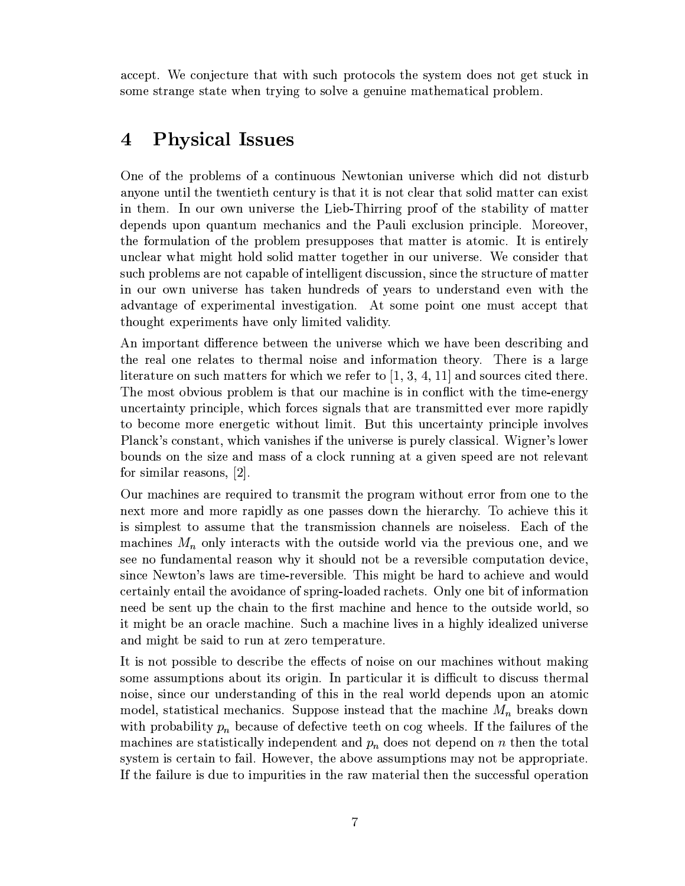accept. We conjecture that with such protocols the system does not get stuck in some strange state when trying to solve a genuine mathematical problem.

# 4 Physical Issues

One of the problems of a continuous Newtonian universe which did not disturb anyone until the twentieth century is that it is not clear that solid matter can exist in them. In our own universe the Lieb-Thirring proof of the stability of matter depends upon quantum mechanics and the Pauli exclusion principle. Moreover, the formulation of the problem presupposes that matter is atomic. It is entirely unclear what might hold solid matter together in our universe. We consider that such problems are not capable of intelligent discussion, since the structure of matter in our own universe has taken hundreds of years to understand even with the advantage of experimental investigation. At some point one must accept that thought experiments have only limited validity.

An important difference between the universe which we have been describing and the real one relates to thermal noise and information theory. There is a large literature on such matters for which we refer to [1, 3, 4, 11] and sources cited there. The most obvious problem is that our machine is in conflict with the time-energy uncertainty principle, which forces signals that are transmitted ever more rapidly to become more energetic without limit. But this uncertainty principle involves Planck's constant, which vanishes if the universe is purely classical. Wigner's lower bounds on the size and mass of a clock running at a given speed are not relevant for similar reasons, [2].

Our machines are required to transmit the program without error from one to the next more and more rapidly as one passes down the hierarchy. To achieve this it is simplest to assume that the transmission channels are noiseless. Each of the machines $M_n$ only interacts with the outside world via the previous one, and we see no fundamental reason why it should not be a reversible computation device, since Newton's laws are time-reversible. This might be hard to achieve and would certainly entail the avoidance of spring-loaded rachets. Only one bit of information need be sent up the chain to the first machine and hence to the outside world, so it might be an oracle machine. Such a machine lives in a highly idealized universe and might be said to run at zero temperature.

It is not possible to describe the effects of noise on our machines without making some assumptions about its origin. In particular it is difficult to discuss thermal noise, since our understanding of this in the real world depends upon an atomic model, statistical mechanics. Suppose instead that the machine $M_n$ breaks down with probability $p_n$ because of defective teeth on cog wheels. If the failures of the machines are statistically independent and $p_n$ does not depend on $n$ then the total system is certain to fail. However, the above assumptions may not be appropriate. If the failure is due to impurities in the raw material then the successful operation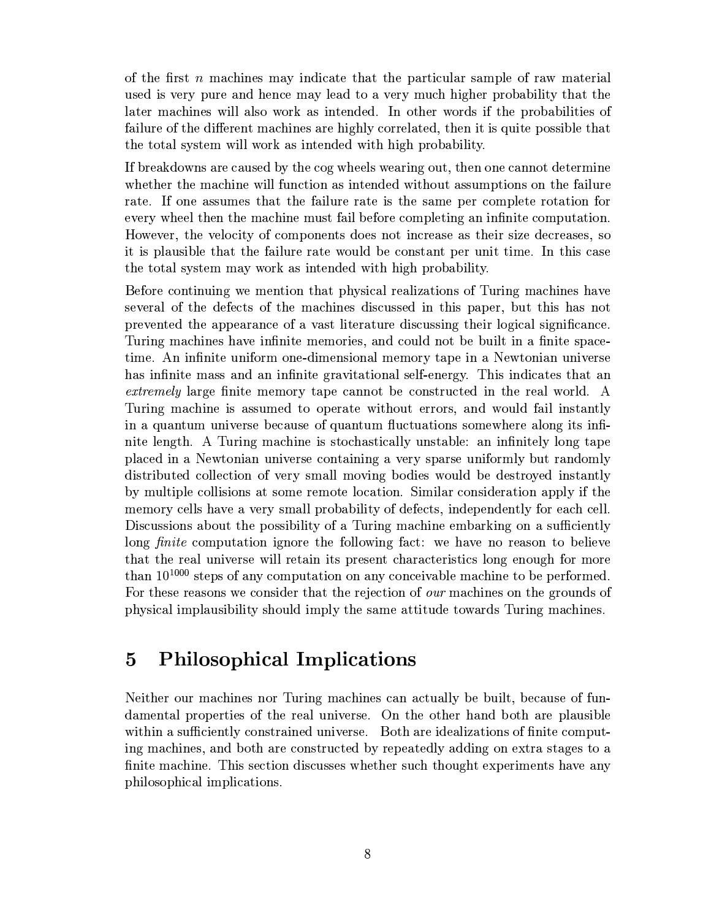of the first $n$ machines may indicate that the particular sample of raw material used is very pure and hence may lead to a very much higher probability that the later machines will also work as intended. In other words if the probabilities of failure of the different machines are highly correlated, then it is quite possible that the total system will work as intended with high probability.

If breakdowns are caused by the cog wheels wearing out, then one cannot determine whether the machine will function as intended without assumptions on the failure rate. If one assumes that the failure rate is the same per complete rotation for every wheel then the machine must fail before completing an infinite computation. However, the velocity of components does not increase as their size decreases, so it is plausible that the failure rate would be constant per unit time. In this case the total system may work as intended with high probability.

Before continuing we mention that physical realizations of Turing machines have several of the defects of the machines discussed in this paper, but this has not prevented the appearance of a vast literature discussing their logical significance. Turing machines have infinite memories, and could not be built in a finite space-time. An infinite uniform one-dimensional memory tape in a Newtonian universe has infinite mass and an infinite gravitational self-energy. This indicates that an *extremely* large finite memory tape cannot be constructed in the real world. A Turing machine is assumed to operate without errors, and would fail instantly in a quantum universe because of quantum fluctuations somewhere along its infinite length. A Turing machine is stochastically unstable: an infinitely long tape placed in a Newtonian universe containing a very sparse uniformly but randomly distributed collection of very small moving bodies would be destroyed instantly by multiple collisions at some remote location. Similar consideration apply if the memory cells have a very small probability of defects, independently for each cell. Discussions about the possibility of a Turing machine embarking on a sufficiently long *finite* computation ignore the following fact: we have no reason to believe that the real universe will retain its present characteristics long enough for more than $10^{1000}$ steps of any computation on any conceivable machine to be performed. For these reasons we consider that the rejection of *our* machines on the grounds of physical implausibility should imply the same attitude towards Turing machines.

## 5 Philosophical Implications

Neither our machines nor Turing machines can actually be built, because of fundamental properties of the real universe. On the other hand both are plausible within a sufficiently constrained universe. Both are idealizations of finite computing machines, and both are constructed by repeatedly adding on extra stages to a finite machine. This section discusses whether such thought experiments have any philosophical implications.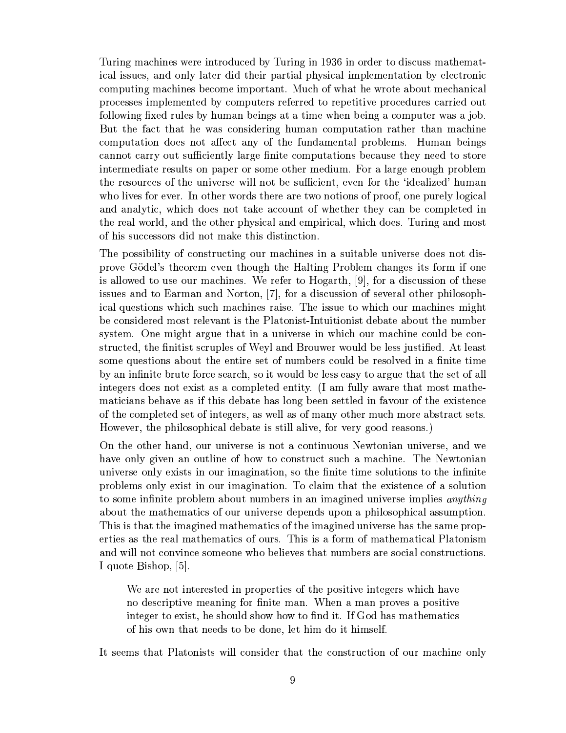Turing machines were introduced by Turing in 1936 in order to discuss mathematical issues, and only later did their partial physical implementation by electronic computing machines become important. Much of what he wrote about mechanical processes implemented by computers referred to repetitive procedures carried out following fixed rules by human beings at a time when being a computer was a job. But the fact that he was considering human computation rather than machine computation does not affect any of the fundamental problems. Human beings cannot carry out sufficiently large finite computations because they need to store intermediate results on paper or some other medium. For a large enough problem the resources of the universe will not be sufficient, even for the 'idealized' human who lives for ever. In other words there are two notions of proof, one purely logical and analytic, which does not take account of whether they can be completed in the real world, and the other physical and empirical, which does. Turing and most of his successors did not make this distinction.

The possibility of constructing our machines in a suitable universe does not disprove Gödel's theorem even though the Halting Problem changes its form if one is allowed to use our machines. We refer to Hogarth, [9], for a discussion of these issues and to Earman and Norton, [7], for a discussion of several other philosophical questions which such machines raise. The issue to which our machines might be considered most relevant is the Platonist-Intuitionist debate about the number system. One might argue that in a universe in which our machine could be constructed, the finitist scruples of Weyl and Brouwer would be less justified. At least some questions about the entire set of numbers could be resolved in a finite time by an infinite brute force search, so it would be less easy to argue that the set of all integers does not exist as a completed entity. (I am fully aware that most mathematicians behave as if this debate has long been settled in favour of the existence of the completed set of integers, as well as of many other much more abstract sets. However, the philosophical debate is still alive, for very good reasons.)

On the other hand, our universe is not a continuous Newtonian universe, and we have only given an outline of how to construct such a machine. The Newtonian universe only exists in our imagination, so the finite time solutions to the infinite problems only exist in our imagination. To claim that the existence of a solution to some infinite problem about numbers in an imagined universe implies *anything* about the mathematics of our universe depends upon a philosophical assumption. This is that the imagined mathematics of the imagined universe has the same properties as the real mathematics of ours. This is a form of mathematical Platonism and will not convince someone who believes that numbers are social constructions. I quote Bishop, [5].

> We are not interested in properties of the positive integers which have no descriptive meaning for finite man. When a man proves a positive integer to exist, he should show how to find it. If God has mathematics of his own that needs to be done, let him do it himself.

It seems that Platonists will consider that the construction of our machine only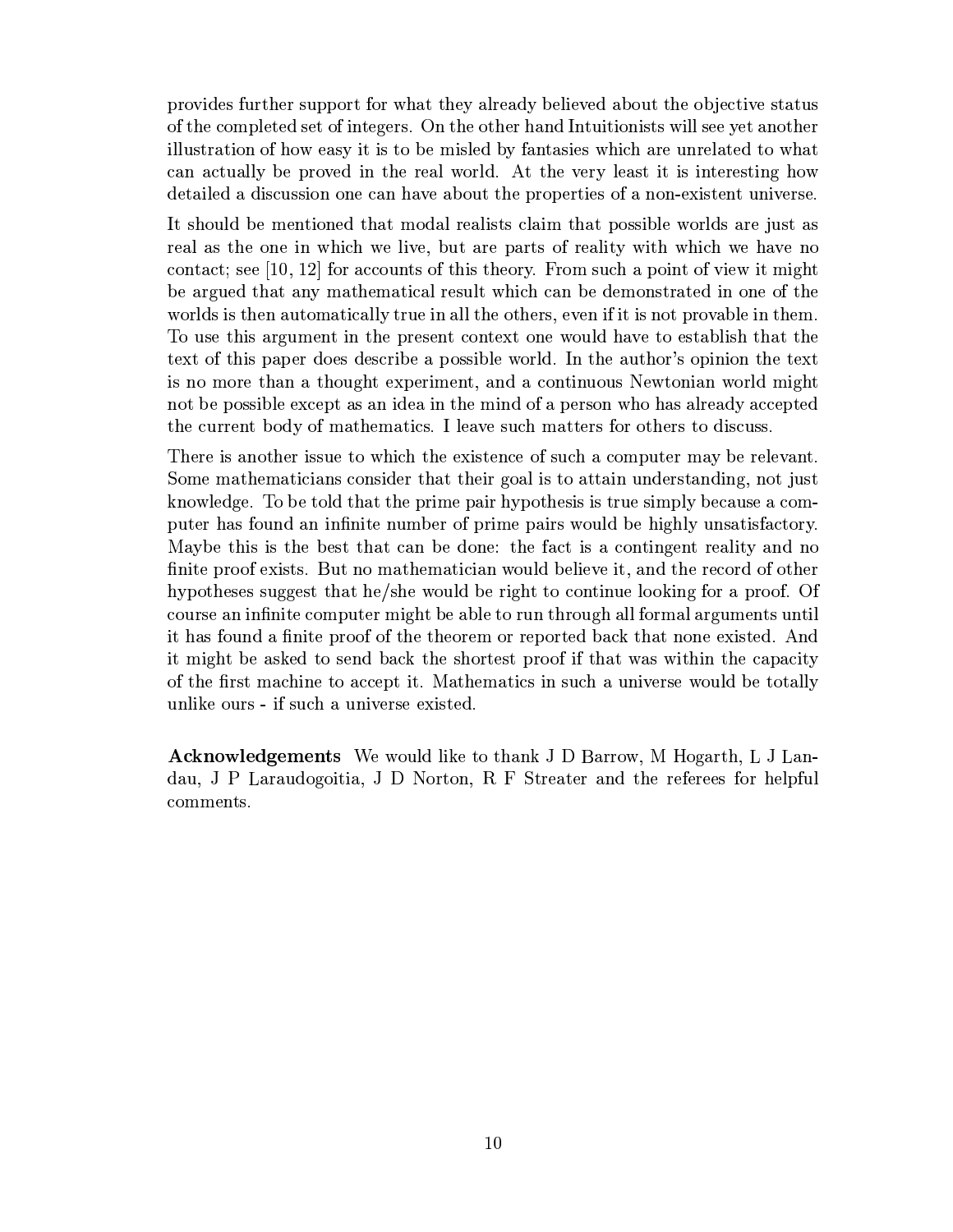provides further support for what they already believed about the objective status of the completed set of integers. On the other hand Intuitionists will see yet another illustration of how easy it is to be misled by fantasies which are unrelated to what can actually be proved in the real world. At the very least it is interesting how detailed a discussion one can have about the properties of a non-existent universe.

It should be mentioned that modal realists claim that possible worlds are just as real as the one in which we live, but are parts of reality with which we have no contact; see [10, 12] for accounts of this theory. From such a point of view it might be argued that any mathematical result which can be demonstrated in one of the worlds is then automatically true in all the others, even if it is not provable in them. To use this argument in the present context one would have to establish that the text of this paper does describe a possible world. In the author's opinion the text is no more than a thought experiment, and a continuous Newtonian world might not be possible except as an idea in the mind of a person who has already accepted the current body of mathematics. I leave such matters for others to discuss.

There is another issue to which the existence of such a computer may be relevant. Some mathematicians consider that their goal is to attain understanding, not just knowledge. To be told that the prime pair hypothesis is true simply because a computer has found an infinite number of prime pairs would be highly unsatisfactory. Maybe this is the best that can be done: the fact is a contingent reality and no finite proof exists. But no mathematician would believe it, and the record of other hypotheses suggest that he/she would be right to continue looking for a proof. Of course an infinite computer might be able to run through all formal arguments until it has found a finite proof of the theorem or reported back that none existed. And it might be asked to send back the shortest proof if that was within the capacity of the first machine to accept it. Mathematics in such a universe would be totally unlike ours - if such a universe existed.

**Acknowledgements** We would like to thank J D Barrow, M Hogarth, L J Landau, J P Laraudogoitia, J D Norton, R F Streater and the referees for helpful comments.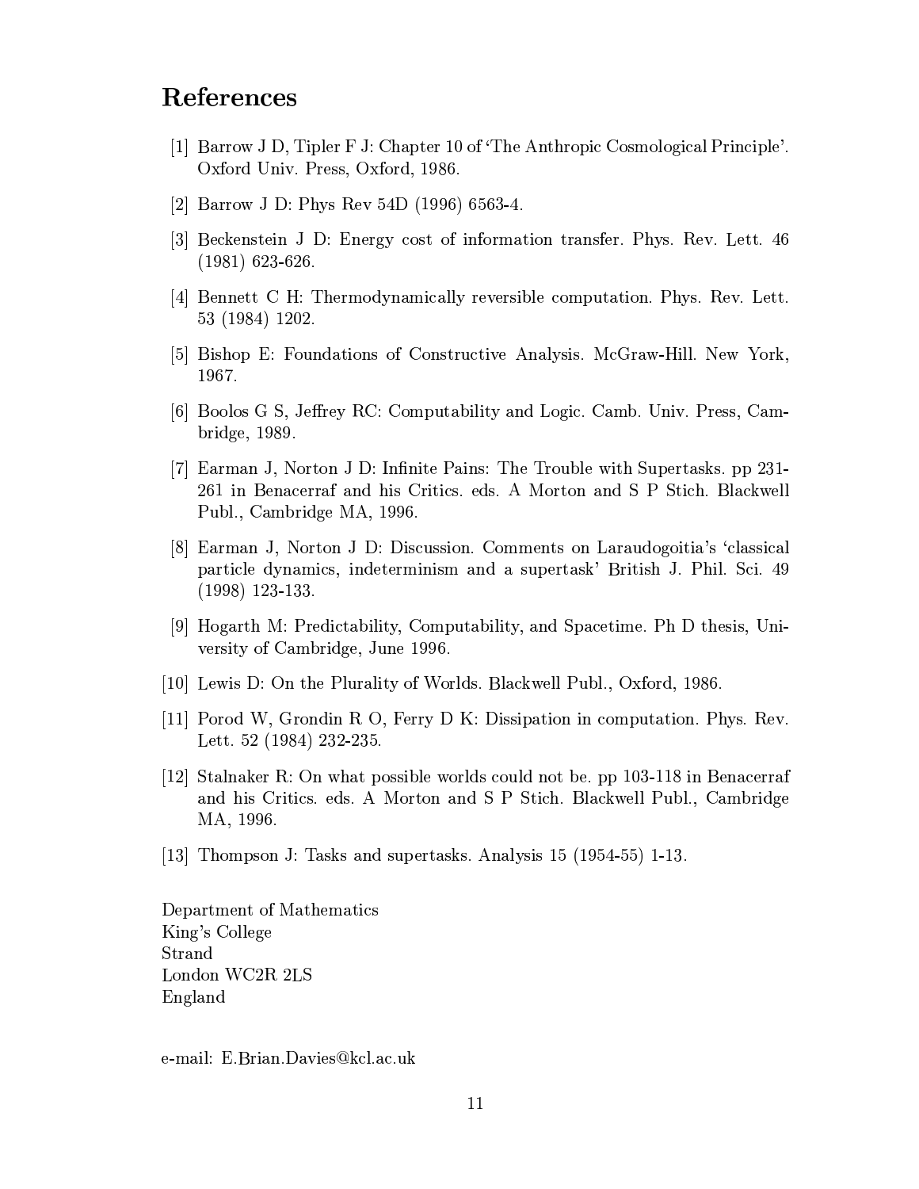## References

[1] Barrow J D, Tipler F J: Chapter 10 of 'The Anthropic Cosmological Principle'. Oxford Univ. Press, Oxford, 1986.

[2] Barrow J D: Phys Rev 54D (1996) 6563-4.

[3] Beckenstein J D: Energy cost of information transfer. Phys. Rev. Lett. 46 (1981) 623-626.

[4] Bennett C H: Thermodynamically reversible computation. Phys. Rev. Lett. 53 (1984) 1202.

[5] Bishop E: Foundations of Constructive Analysis. McGraw-Hill. New York, 1967.

[6] Boolos G S, Jeffrey RC: Computability and Logic. Camb. Univ. Press, Cambridge, 1989.

[7] Earman J, Norton J D: Infinite Pains: The Trouble with Supertasks. pp 231-261 in Benacerraf and his Critics. eds. A Morton and S P Stich. Blackwell Publ., Cambridge MA, 1996.

[8] Earman J, Norton J D: Discussion. Comments on Laraudogoitia's 'classical particle dynamics, indeterminism and a supertask' British J. Phil. Sci. 49 (1998) 123-133.

[9] Hogarth M: Predictability, Computability, and Spacetime. Ph D thesis, University of Cambridge, June 1996.

[10] Lewis D: On the Plurality of Worlds. Blackwell Publ., Oxford, 1986.

[11] Porod W, Grondin R O, Ferry D K: Dissipation in computation. Phys. Rev. Lett. 52 (1984) 232-235.

[12] Stalnaker R: On what possible worlds could not be. pp 103-118 in Benacerraf and his Critics. eds. A Morton and S P Stich. Blackwell Publ., Cambridge MA, 1996.

[13] Thompson J: Tasks and supertasks. Analysis 15 (1954-55) 1-13.

Department of Mathematics
King's College
Strand
London WC2R 2LS
England

e-mail: E.Brian.Davies@kcl.ac.uk